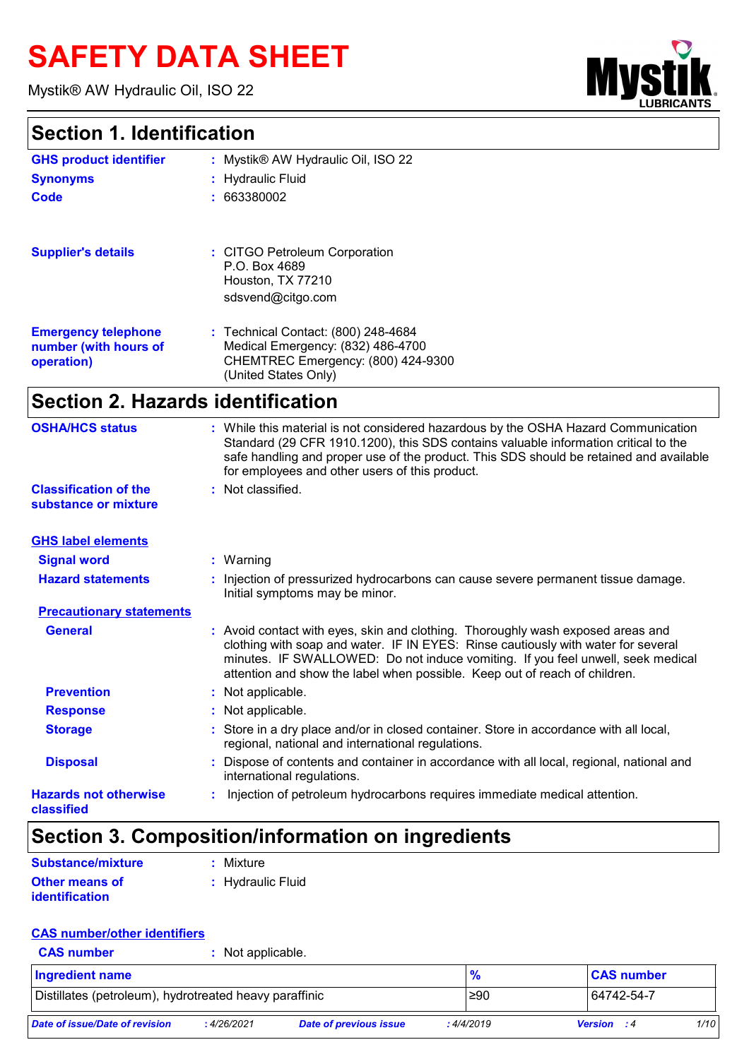# SAFETY DATA SHEET

Mystik® AW Hydraulic Oil, ISO 22

## Section 1. Identification

**GHS product identifier** : Mystik® AW Hydraulic Oil, ISO 22

**Synonyms** : Hydraulic Fluid

**Code** : 663380002

**Supplier's details** : CITGO Petroleum Corporation
P.O. Box 4689
Houston, TX 77210
sdsvend@citgo.com

**Emergency telephone number (with hours of operation)** : Technical Contact: (800) 248-4684
Medical Emergency: (832) 486-4700
CHEMTREC Emergency: (800) 424-9300
(United States Only)

## Section 2. Hazards identification

**OSHA/HCS status** : While this material is not considered hazardous by the OSHA Hazard Communication Standard (29 CFR 1910.1200), this SDS contains valuable information critical to the safe handling and proper use of the product. This SDS should be retained and available for employees and other users of this product.

**Classification of the substance or mixture** : Not classified.

**GHS label elements**

**Signal word** : Warning

**Hazard statements** : Injection of pressurized hydrocarbons can cause severe permanent tissue damage. Initial symptoms may be minor.

**Precautionary statements**

**General** : Avoid contact with eyes, skin and clothing. Thoroughly wash exposed areas and clothing with soap and water. IF IN EYES: Rinse cautiously with water for several minutes. IF SWALLOWED: Do not induce vomiting. If you feel unwell, seek medical attention and show the label when possible. Keep out of reach of children.

**Prevention** : Not applicable.

**Response** : Not applicable.

**Storage** : Store in a dry place and/or in closed container. Store in accordance with all local, regional, national and international regulations.

**Disposal** : Dispose of contents and container in accordance with all local, regional, national and international regulations.

**Hazards not otherwise classified** : Injection of petroleum hydrocarbons requires immediate medical attention.

## Section 3. Composition/information on ingredients

**Substance/mixture** : Mixture

**Other means of identification** : Hydraulic Fluid

**CAS number/other identifiers**

**CAS number** : Not applicable.

| Ingredient name | % | CAS number |
|---|---|---|
| Distillates (petroleum), hydrotreated heavy paraffinic | ≥90 | 64742-54-7 |

*Date of issue/Date of revision* : 4/26/2021 *Date of previous issue* : 4/4/2019 *Version* : 4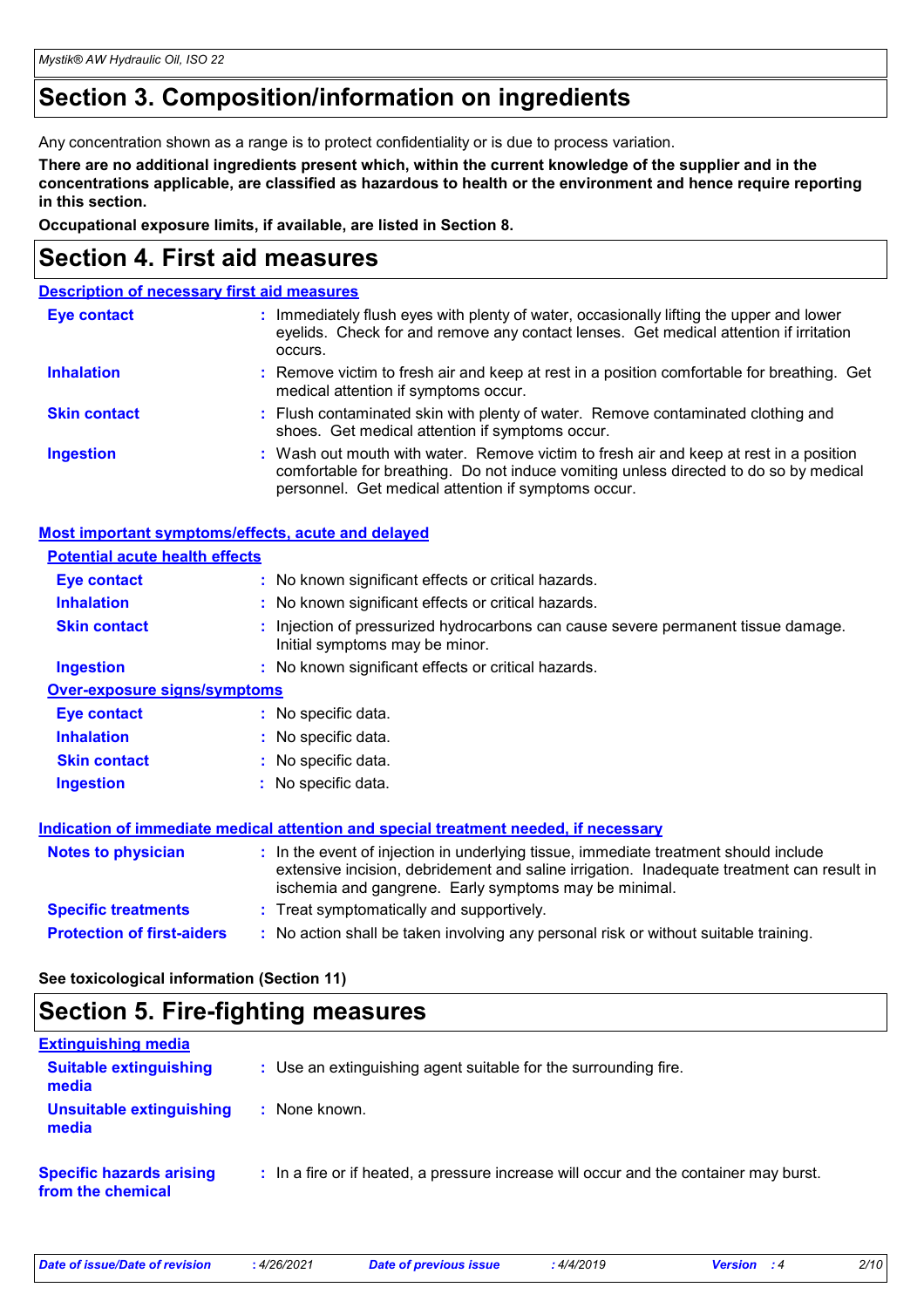# Section 3. Composition/information on ingredients

Any concentration shown as a range is to protect confidentiality or is due to process variation.

**There are no additional ingredients present which, within the current knowledge of the supplier and in the concentrations applicable, are classified as hazardous to health or the environment and hence require reporting in this section.**

**Occupational exposure limits, if available, are listed in Section 8.**

# Section 4. First aid measures

## Description of necessary first aid measures

| | |
|---|---|
| **Eye contact** | : Immediately flush eyes with plenty of water, occasionally lifting the upper and lower eyelids. Check for and remove any contact lenses. Get medical attention if irritation occurs. |
| **Inhalation** | : Remove victim to fresh air and keep at rest in a position comfortable for breathing. Get medical attention if symptoms occur. |
| **Skin contact** | : Flush contaminated skin with plenty of water. Remove contaminated clothing and shoes. Get medical attention if symptoms occur. |
| **Ingestion** | : Wash out mouth with water. Remove victim to fresh air and keep at rest in a position comfortable for breathing. Do not induce vomiting unless directed to do so by medical personnel. Get medical attention if symptoms occur. |

## Most important symptoms/effects, acute and delayed

### Potential acute health effects

| | |
|---|---|
| **Eye contact** | : No known significant effects or critical hazards. |
| **Inhalation** | : No known significant effects or critical hazards. |
| **Skin contact** | : Injection of pressurized hydrocarbons can cause severe permanent tissue damage. Initial symptoms may be minor. |
| **Ingestion** | : No known significant effects or critical hazards. |

### Over-exposure signs/symptoms

| | |
|---|---|
| **Eye contact** | : No specific data. |
| **Inhalation** | : No specific data. |
| **Skin contact** | : No specific data. |
| **Ingestion** | : No specific data. |

## Indication of immediate medical attention and special treatment needed, if necessary

| | |
|---|---|
| **Notes to physician** | : In the event of injection in underlying tissue, immediate treatment should include extensive incision, debridement and saline irrigation. Inadequate treatment can result in ischemia and gangrene. Early symptoms may be minimal. |
| **Specific treatments** | : Treat symptomatically and supportively. |
| **Protection of first-aiders** | : No action shall be taken involving any personal risk or without suitable training. |

**See toxicological information (Section 11)**

# Section 5. Fire-fighting measures

## Extinguishing media

| | |
|---|---|
| **Suitable extinguishing media** | : Use an extinguishing agent suitable for the surrounding fire. |
| **Unsuitable extinguishing media** | : None known. |

| | |
|---|---|
| **Specific hazards arising from the chemical** | : In a fire or if heated, a pressure increase will occur and the container may burst. |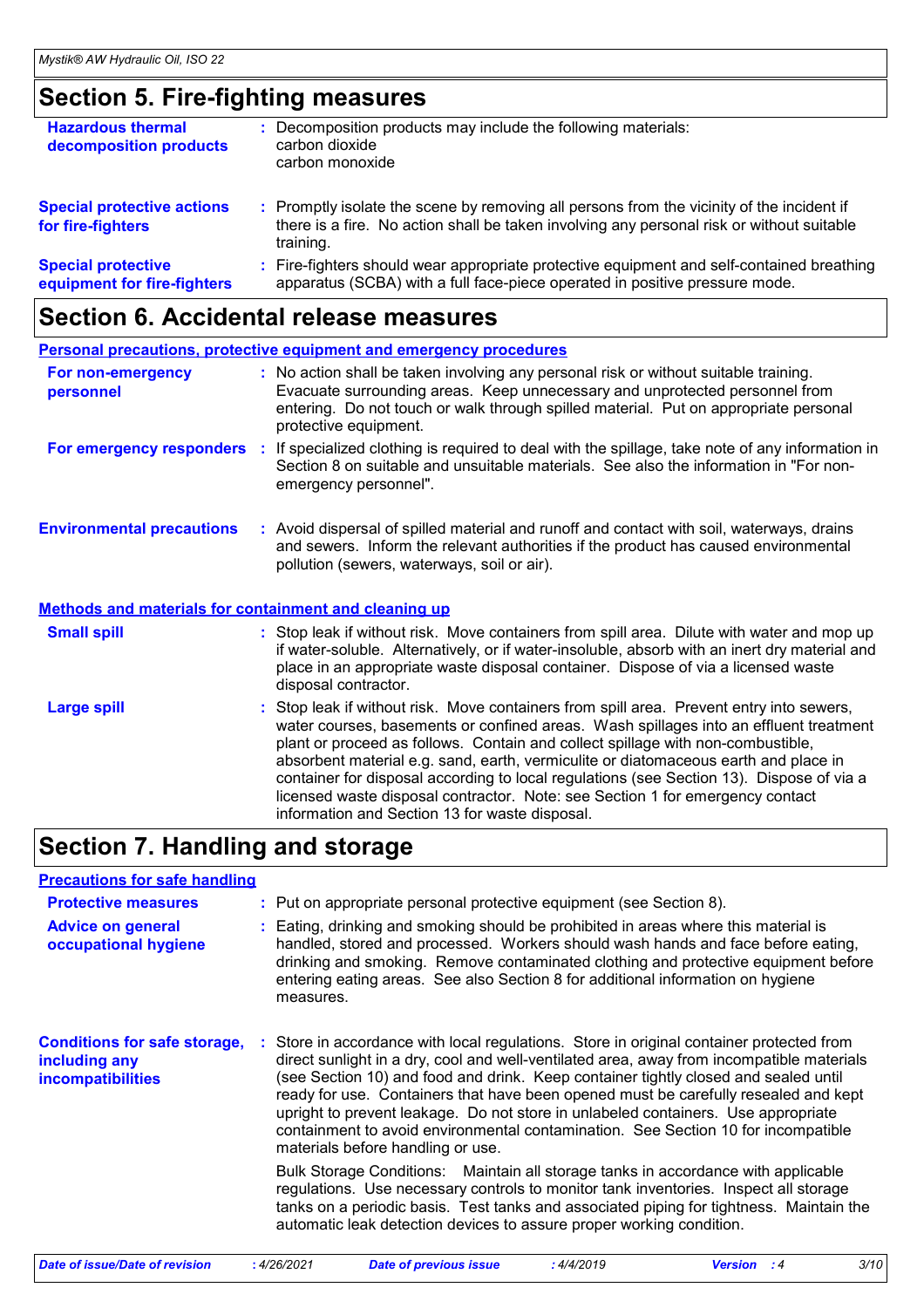## Section 5. Fire-fighting measures

**Hazardous thermal decomposition products** : Decomposition products may include the following materials:
carbon dioxide
carbon monoxide

**Special protective actions for fire-fighters** : Promptly isolate the scene by removing all persons from the vicinity of the incident if there is a fire. No action shall be taken involving any personal risk or without suitable training.

**Special protective equipment for fire-fighters** : Fire-fighters should wear appropriate protective equipment and self-contained breathing apparatus (SCBA) with a full face-piece operated in positive pressure mode.

## Section 6. Accidental release measures

### Personal precautions, protective equipment and emergency procedures

**For non-emergency personnel** : No action shall be taken involving any personal risk or without suitable training. Evacuate surrounding areas. Keep unnecessary and unprotected personnel from entering. Do not touch or walk through spilled material. Put on appropriate personal protective equipment.

**For emergency responders** : If specialized clothing is required to deal with the spillage, take note of any information in Section 8 on suitable and unsuitable materials. See also the information in "For non-emergency personnel".

**Environmental precautions** : Avoid dispersal of spilled material and runoff and contact with soil, waterways, drains and sewers. Inform the relevant authorities if the product has caused environmental pollution (sewers, waterways, soil or air).

### Methods and materials for containment and cleaning up

**Small spill** : Stop leak if without risk. Move containers from spill area. Dilute with water and mop up if water-soluble. Alternatively, or if water-insoluble, absorb with an inert dry material and place in an appropriate waste disposal container. Dispose of via a licensed waste disposal contractor.

**Large spill** : Stop leak if without risk. Move containers from spill area. Prevent entry into sewers, water courses, basements or confined areas. Wash spillages into an effluent treatment plant or proceed as follows. Contain and collect spillage with non-combustible, absorbent material e.g. sand, earth, vermiculite or diatomaceous earth and place in container for disposal according to local regulations (see Section 13). Dispose of via a licensed waste disposal contractor. Note: see Section 1 for emergency contact information and Section 13 for waste disposal.

## Section 7. Handling and storage

### Precautions for safe handling

**Protective measures** : Put on appropriate personal protective equipment (see Section 8).

**Advice on general occupational hygiene** : Eating, drinking and smoking should be prohibited in areas where this material is handled, stored and processed. Workers should wash hands and face before eating, drinking and smoking. Remove contaminated clothing and protective equipment before entering eating areas. See also Section 8 for additional information on hygiene measures.

**Conditions for safe storage, including any incompatibilities** : Store in accordance with local regulations. Store in original container protected from direct sunlight in a dry, cool and well-ventilated area, away from incompatible materials (see Section 10) and food and drink. Keep container tightly closed and sealed until ready for use. Containers that have been opened must be carefully resealed and kept upright to prevent leakage. Do not store in unlabeled containers. Use appropriate containment to avoid environmental contamination. See Section 10 for incompatible materials before handling or use.

Bulk Storage Conditions: Maintain all storage tanks in accordance with applicable regulations. Use necessary controls to monitor tank inventories. Inspect all storage tanks on a periodic basis. Test tanks and associated piping for tightness. Maintain the automatic leak detection devices to assure proper working condition.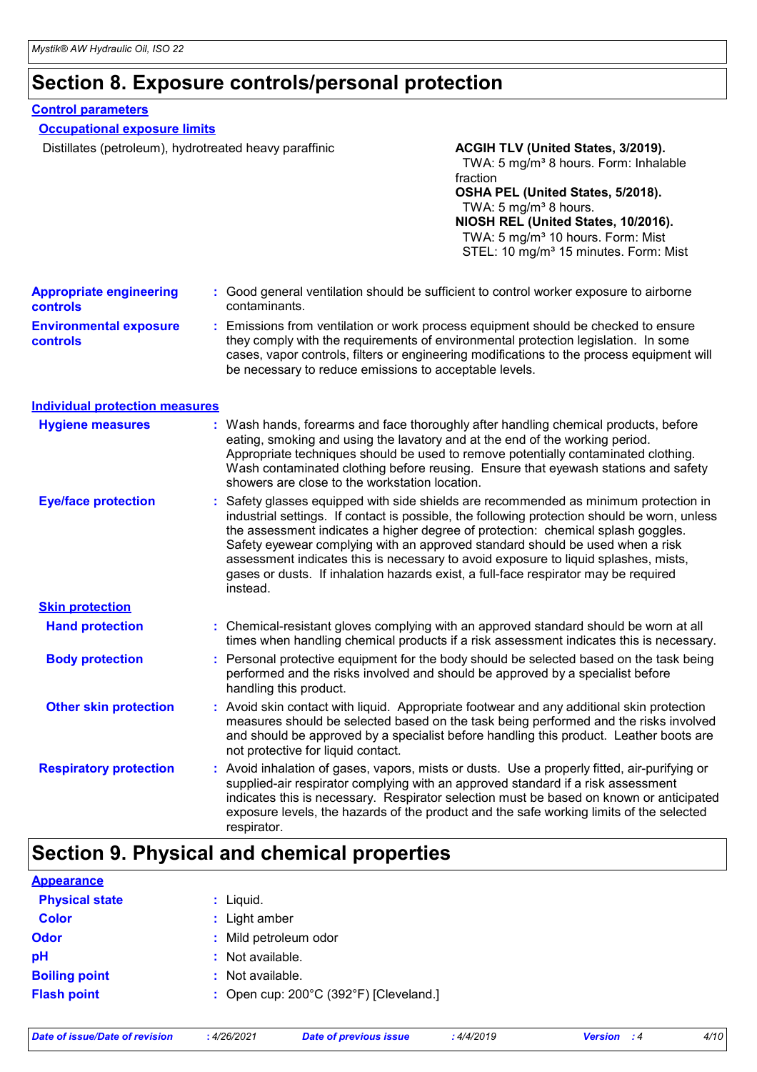# Section 8. Exposure controls/personal protection

## Control parameters

### Occupational exposure limits

| Ingredient name | Exposure limits |
|---|---|
| Distillates (petroleum), hydrotreated heavy paraffinic | **ACGIH TLV (United States, 3/2019).**<br>TWA: 5 mg/m³ 8 hours. Form: Inhalable fraction<br>**OSHA PEL (United States, 5/2018).**<br>TWA: 5 mg/m³ 8 hours.<br>**NIOSH REL (United States, 10/2016).**<br>TWA: 5 mg/m³ 10 hours. Form: Mist<br>STEL: 10 mg/m³ 15 minutes. Form: Mist |

**Appropriate engineering controls** : Good general ventilation should be sufficient to control worker exposure to airborne contaminants.

**Environmental exposure controls** : Emissions from ventilation or work process equipment should be checked to ensure they comply with the requirements of environmental protection legislation. In some cases, vapor controls, filters or engineering modifications to the process equipment will be necessary to reduce emissions to acceptable levels.

## Individual protection measures

**Hygiene measures** : Wash hands, forearms and face thoroughly after handling chemical products, before eating, smoking and using the lavatory and at the end of the working period. Appropriate techniques should be used to remove potentially contaminated clothing. Wash contaminated clothing before reusing. Ensure that eyewash stations and safety showers are close to the workstation location.

**Eye/face protection** : Safety glasses equipped with side shields are recommended as minimum protection in industrial settings. If contact is possible, the following protection should be worn, unless the assessment indicates a higher degree of protection: chemical splash goggles. Safety eyewear complying with an approved standard should be used when a risk assessment indicates this is necessary to avoid exposure to liquid splashes, mists, gases or dusts. If inhalation hazards exist, a full-face respirator may be required instead.

### Skin protection

**Hand protection** : Chemical-resistant gloves complying with an approved standard should be worn at all times when handling chemical products if a risk assessment indicates this is necessary.

**Body protection** : Personal protective equipment for the body should be selected based on the task being performed and the risks involved and should be approved by a specialist before handling this product.

**Other skin protection** : Avoid skin contact with liquid. Appropriate footwear and any additional skin protection measures should be selected based on the task being performed and the risks involved and should be approved by a specialist before handling this product. Leather boots are not protective for liquid contact.

**Respiratory protection** : Avoid inhalation of gases, vapors, mists or dusts. Use a properly fitted, air-purifying or supplied-air respirator complying with an approved standard if a risk assessment indicates this is necessary. Respirator selection must be based on known or anticipated exposure levels, the hazards of the product and the safe working limits of the selected respirator.

# Section 9. Physical and chemical properties

## Appearance

**Physical state** : Liquid.

**Color** : Light amber

**Odor** : Mild petroleum odor

**pH** : Not available.

**Boiling point** : Not available.

**Flash point** : Open cup: 200°C (392°F) [Cleveland.]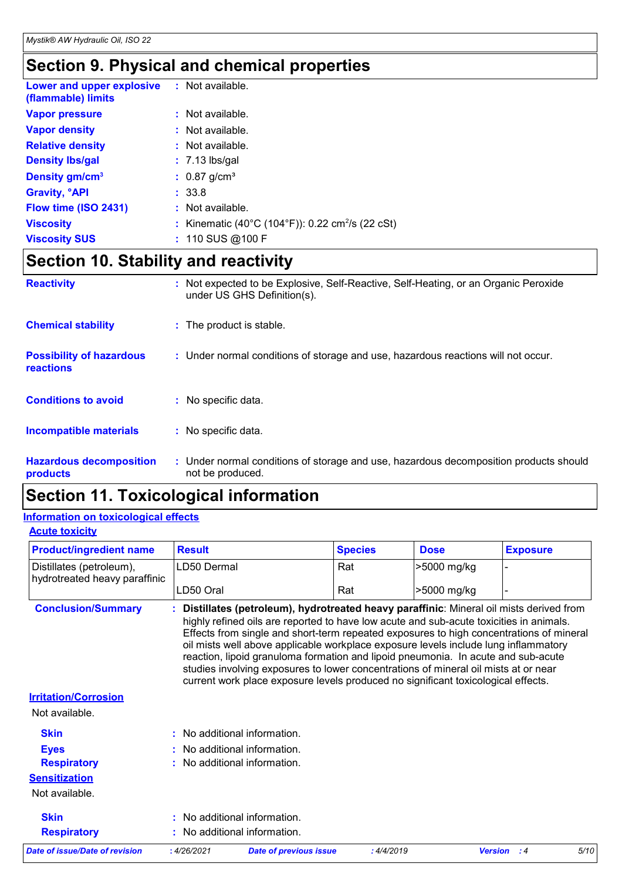# Section 9. Physical and chemical properties

**Lower and upper explosive (flammable) limits** : Not available.

**Vapor pressure** : Not available.

**Vapor density** : Not available.

**Relative density** : Not available.

**Density lbs/gal** : 7.13 lbs/gal

**Density gm/cm³** : 0.87 g/cm³

**Gravity, °API** : 33.8

**Flow time (ISO 2431)** : Not available.

**Viscosity** : Kinematic (40°C (104°F)): 0.22 $cm^2/s$ (22 cSt)

**Viscosity SUS** : 110 SUS @100 F

# Section 10. Stability and reactivity

**Reactivity** : Not expected to be Explosive, Self-Reactive, Self-Heating, or an Organic Peroxide under US GHS Definition(s).

**Chemical stability** : The product is stable.

**Possibility of hazardous reactions** : Under normal conditions of storage and use, hazardous reactions will not occur.

**Conditions to avoid** : No specific data.

**Incompatible materials** : No specific data.

**Hazardous decomposition products** : Under normal conditions of storage and use, hazardous decomposition products should not be produced.

# Section 11. Toxicological information

## Information on toxicological effects

### Acute toxicity

| Product/ingredient name | Result | Species | Dose | Exposure |
|---|---|---|---|---|
| Distillates (petroleum), hydrotreated heavy paraffinic | LD50 Dermal | Rat | >5000 mg/kg | - |
| | LD50 Oral | Rat | >5000 mg/kg | - |

**Conclusion/Summary** : **Distillates (petroleum), hydrotreated heavy paraffinic**: Mineral oil mists derived from highly refined oils are reported to have low acute and sub-acute toxicities in animals. Effects from single and short-term repeated exposures to high concentrations of mineral oil mists well above applicable workplace exposure levels include lung inflammatory reaction, lipoid granuloma formation and lipoid pneumonia. In acute and sub-acute studies involving exposures to lower concentrations of mineral oil mists at or near current work place exposure levels produced no significant toxicological effects.

### Irritation/Corrosion

Not available.

**Skin** : No additional information.

**Eyes** : No additional information.

**Respiratory** : No additional information.

### Sensitization

Not available.

**Skin** : No additional information.

**Respiratory** : No additional information.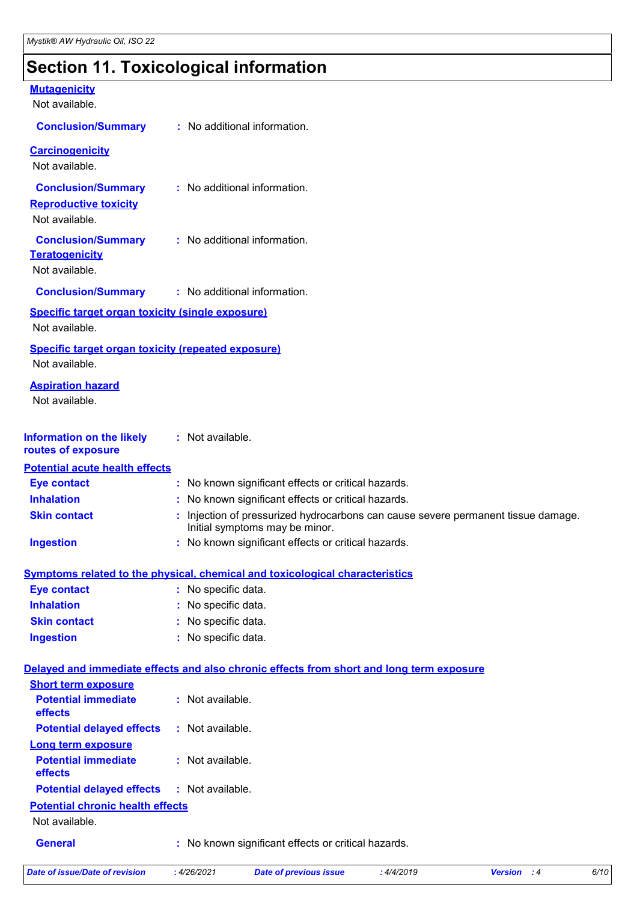# Section 11. Toxicological information

**Mutagenicity**

Not available.

**Conclusion/Summary** : No additional information.

**Carcinogenicity**

Not available.

**Conclusion/Summary** : No additional information.

**Reproductive toxicity**

Not available.

**Conclusion/Summary** : No additional information.

**Teratogenicity**

Not available.

**Conclusion/Summary** : No additional information.

**Specific target organ toxicity (single exposure)**

Not available.

**Specific target organ toxicity (repeated exposure)**

Not available.

**Aspiration hazard**

Not available.

**Information on the likely routes of exposure** : Not available.

**Potential acute health effects**

**Eye contact** : No known significant effects or critical hazards.

**Inhalation** : No known significant effects or critical hazards.

**Skin contact** : Injection of pressurized hydrocarbons can cause severe permanent tissue damage. Initial symptoms may be minor.

**Ingestion** : No known significant effects or critical hazards.

**Symptoms related to the physical, chemical and toxicological characteristics**

**Eye contact** : No specific data.

**Inhalation** : No specific data.

**Skin contact** : No specific data.

**Ingestion** : No specific data.

**Delayed and immediate effects and also chronic effects from short and long term exposure**

**Short term exposure**

**Potential immediate effects** : Not available.

**Potential delayed effects** : Not available.

**Long term exposure**

**Potential immediate effects** : Not available.

**Potential delayed effects** : Not available.

**Potential chronic health effects**

Not available.

**General** : No known significant effects or critical hazards.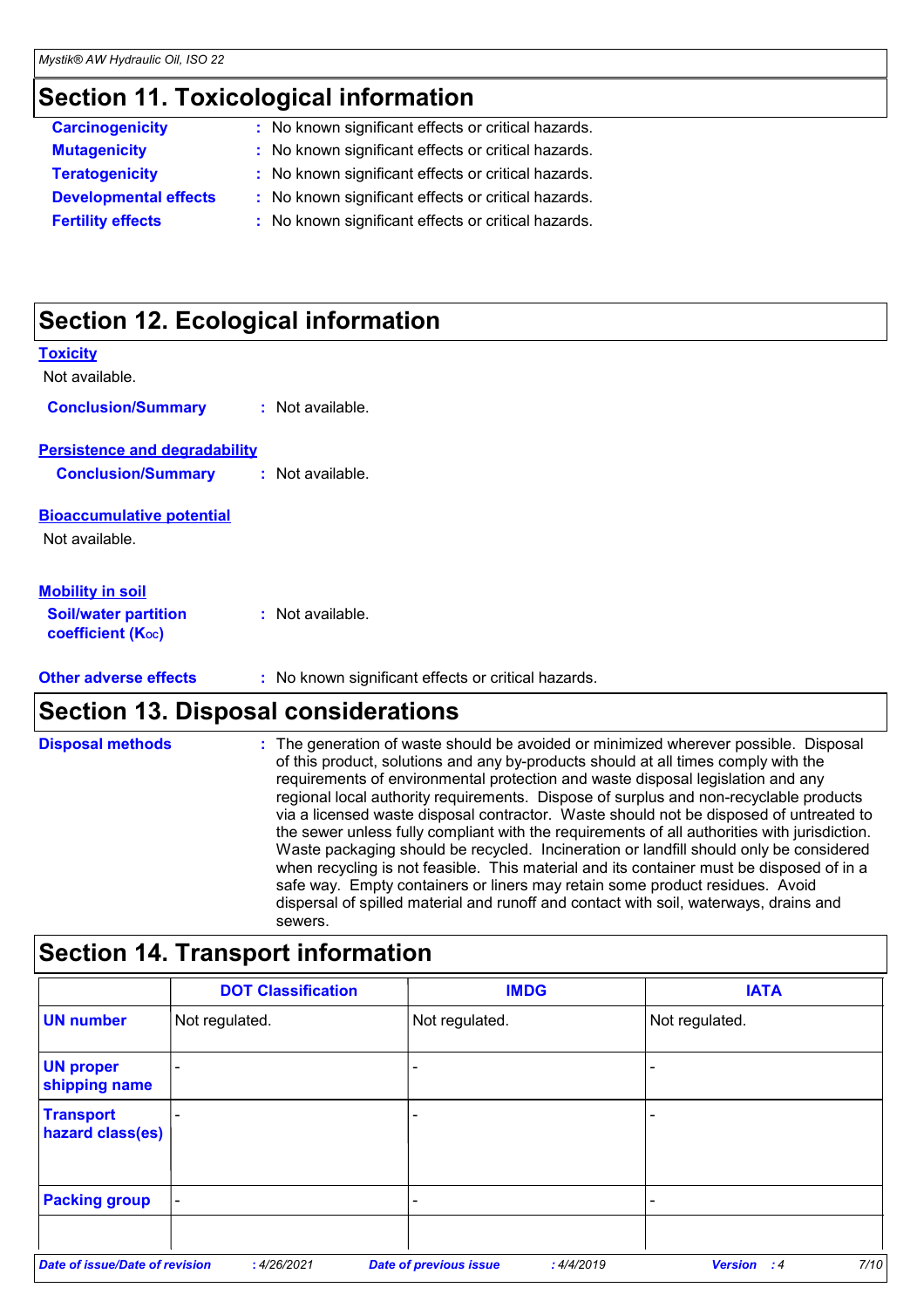## Section 11. Toxicological information

**Carcinogenicity** : No known significant effects or critical hazards.

**Mutagenicity** : No known significant effects or critical hazards.

**Teratogenicity** : No known significant effects or critical hazards.

**Developmental effects** : No known significant effects or critical hazards.

**Fertility effects** : No known significant effects or critical hazards.

## Section 12. Ecological information

**Toxicity**

Not available.

**Conclusion/Summary** : Not available.

**Persistence and degradability**

**Conclusion/Summary** : Not available.

**Bioaccumulative potential**

Not available.

**Mobility in soil**

**Soil/water partition coefficient ($K_{OC}$)** : Not available.

**Other adverse effects** : No known significant effects or critical hazards.

## Section 13. Disposal considerations

**Disposal methods** : The generation of waste should be avoided or minimized wherever possible. Disposal of this product, solutions and any by-products should at all times comply with the requirements of environmental protection and waste disposal legislation and any regional local authority requirements. Dispose of surplus and non-recyclable products via a licensed waste disposal contractor. Waste should not be disposed of untreated to the sewer unless fully compliant with the requirements of all authorities with jurisdiction. Waste packaging should be recycled. Incineration or landfill should only be considered when recycling is not feasible. This material and its container must be disposed of in a safe way. Empty containers or liners may retain some product residues. Avoid dispersal of spilled material and runoff and contact with soil, waterways, drains and sewers.

## Section 14. Transport information

| | DOT Classification | IMDG | IATA |
|---|---|---|---|
| **UN number** | Not regulated. | Not regulated. | Not regulated. |
| **UN proper shipping name** | - | - | - |
| **Transport hazard class(es)** | - | - | - |
| **Packing group** | - | - | - |
| | | | |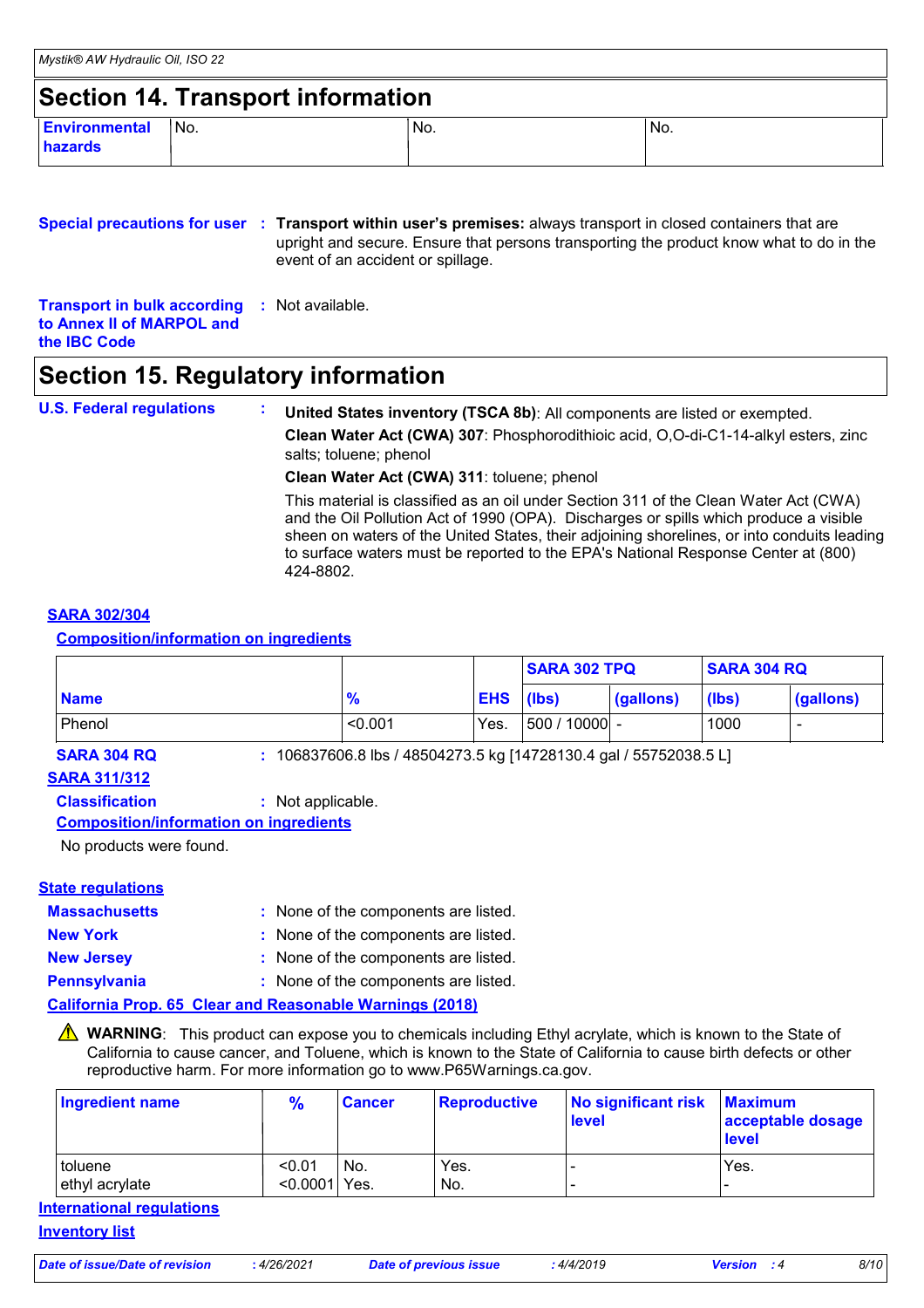## Section 14. Transport information

| Environmental hazards | No. | No. | No. |
|---|---|---|---|

**Special precautions for user** : **Transport within user's premises:** always transport in closed containers that are upright and secure. Ensure that persons transporting the product know what to do in the event of an accident or spillage.

**Transport in bulk according to Annex II of MARPOL and the IBC Code** : Not available.

## Section 15. Regulatory information

**U.S. Federal regulations** :

**United States inventory (TSCA 8b)**: All components are listed or exempted.

**Clean Water Act (CWA) 307**: Phosphorodithioic acid, O,O-di-C1-14-alkyl esters, zinc salts; toluene; phenol

**Clean Water Act (CWA) 311**: toluene; phenol

This material is classified as an oil under Section 311 of the Clean Water Act (CWA) and the Oil Pollution Act of 1990 (OPA). Discharges or spills which produce a visible sheen on waters of the United States, their adjoining shorelines, or into conduits leading to surface waters must be reported to the EPA's National Response Center at (800) 424-8802.

**SARA 302/304**

**Composition/information on ingredients**

| | | | SARA 302 TPQ | | SARA 304 RQ | |
|---|---|---|---|---|---|---|
| **Name** | **%** | **EHS** | **(lbs)** | **(gallons)** | **(lbs)** | **(gallons)** |
| Phenol | <0.001 | Yes. | 500 / 10000 | - | 1000 | - |

**SARA 304 RQ** : 106837606.8 lbs / 48504273.5 kg [14728130.4 gal / 55752038.5 L]

**SARA 311/312**

**Classification** : Not applicable.

**Composition/information on ingredients**

No products were found.

**State regulations**

**Massachusetts** : None of the components are listed.

**New York** : None of the components are listed.

**New Jersey** : None of the components are listed.

**Pennsylvania** : None of the components are listed.

**California Prop. 65 Clear and Reasonable Warnings (2018)**

⚠ **WARNING**: This product can expose you to chemicals including Ethyl acrylate, which is known to the State of California to cause cancer, and Toluene, which is known to the State of California to cause birth defects or other reproductive harm. For more information go to www.P65Warnings.ca.gov.

| Ingredient name | % | Cancer | Reproductive | No significant risk level | Maximum acceptable dosage level |
|---|---|---|---|---|---|
| toluene | <0.01 | No. | Yes. | - | Yes. |
| ethyl acrylate | <0.0001 | Yes. | No. | - | - |

**International regulations**

**Inventory list**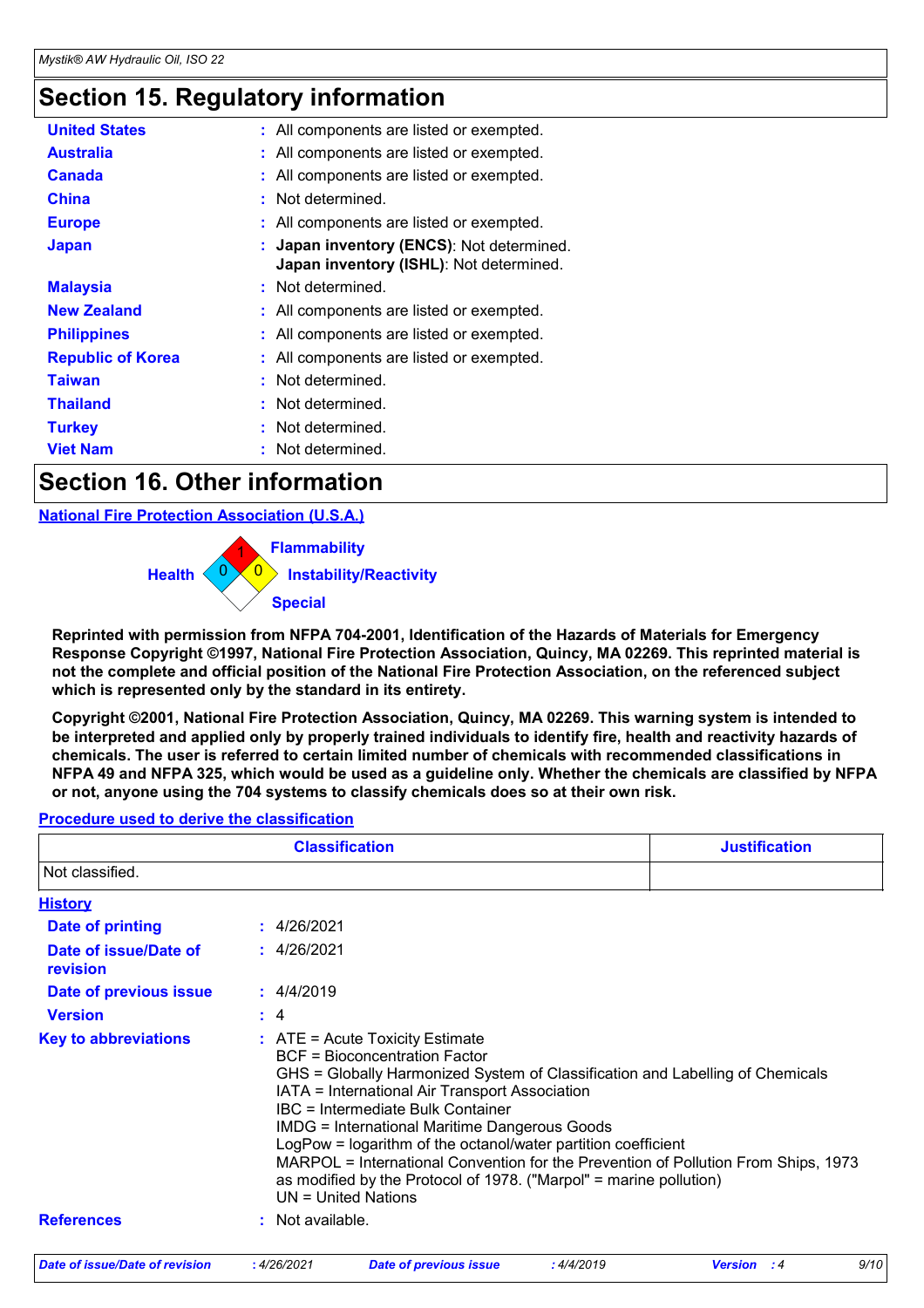## Section 15. Regulatory information

| | |
|---|---|
| **United States** | : All components are listed or exempted. |
| **Australia** | : All components are listed or exempted. |
| **Canada** | : All components are listed or exempted. |
| **China** | : Not determined. |
| **Europe** | : All components are listed or exempted. |
| **Japan** | : **Japan inventory (ENCS)**: Not determined.<br>**Japan inventory (ISHL)**: Not determined. |
| **Malaysia** | : Not determined. |
| **New Zealand** | : All components are listed or exempted. |
| **Philippines** | : All components are listed or exempted. |
| **Republic of Korea** | : All components are listed or exempted. |
| **Taiwan** | : Not determined. |
| **Thailand** | : Not determined. |
| **Turkey** | : Not determined. |
| **Viet Nam** | : Not determined. |

## Section 16. Other information

**National Fire Protection Association (U.S.A.)**

Health: 0
Flammability: 1
Instability/Reactivity: 0
Special

**Reprinted with permission from NFPA 704-2001, Identification of the Hazards of Materials for Emergency Response Copyright ©1997, National Fire Protection Association, Quincy, MA 02269. This reprinted material is not the complete and official position of the National Fire Protection Association, on the referenced subject which is represented only by the standard in its entirety.**

**Copyright ©2001, National Fire Protection Association, Quincy, MA 02269. This warning system is intended to be interpreted and applied only by properly trained individuals to identify fire, health and reactivity hazards of chemicals. The user is referred to certain limited number of chemicals with recommended classifications in NFPA 49 and NFPA 325, which would be used as a guideline only. Whether the chemicals are classified by NFPA or not, anyone using the 704 systems to classify chemicals does so at their own risk.**

**Procedure used to derive the classification**

| Classification | Justification |
|---|---|
| Not classified. | |

**History**

| | |
|---|---|
| **Date of printing** | : 4/26/2021 |
| **Date of issue/Date of revision** | : 4/26/2021 |
| **Date of previous issue** | : 4/4/2019 |
| **Version** | : 4 |
| **Key to abbreviations** | : ATE = Acute Toxicity Estimate<br>BCF = Bioconcentration Factor<br>GHS = Globally Harmonized System of Classification and Labelling of Chemicals<br>IATA = International Air Transport Association<br>IBC = Intermediate Bulk Container<br>IMDG = International Maritime Dangerous Goods<br>LogPow = logarithm of the octanol/water partition coefficient<br>MARPOL = International Convention for the Prevention of Pollution From Ships, 1973 as modified by the Protocol of 1978. ("Marpol" = marine pollution)<br>UN = United Nations |
| **References** | : Not available. |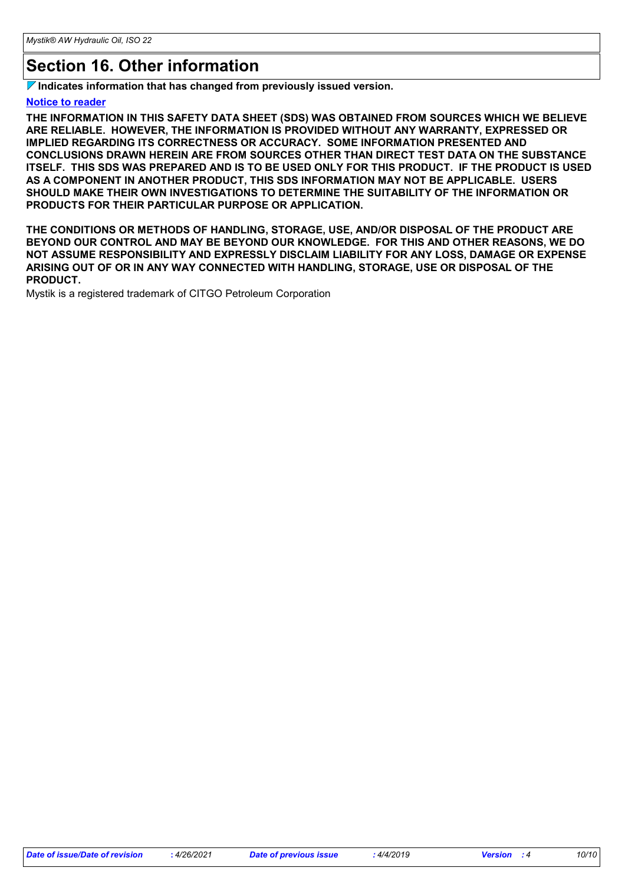# Section 16. Other information

**Indicates information that has changed from previously issued version.**

**Notice to reader**

**THE INFORMATION IN THIS SAFETY DATA SHEET (SDS) WAS OBTAINED FROM SOURCES WHICH WE BELIEVE ARE RELIABLE. HOWEVER, THE INFORMATION IS PROVIDED WITHOUT ANY WARRANTY, EXPRESSED OR IMPLIED REGARDING ITS CORRECTNESS OR ACCURACY. SOME INFORMATION PRESENTED AND CONCLUSIONS DRAWN HEREIN ARE FROM SOURCES OTHER THAN DIRECT TEST DATA ON THE SUBSTANCE ITSELF. THIS SDS WAS PREPARED AND IS TO BE USED ONLY FOR THIS PRODUCT. IF THE PRODUCT IS USED AS A COMPONENT IN ANOTHER PRODUCT, THIS SDS INFORMATION MAY NOT BE APPLICABLE. USERS SHOULD MAKE THEIR OWN INVESTIGATIONS TO DETERMINE THE SUITABILITY OF THE INFORMATION OR PRODUCTS FOR THEIR PARTICULAR PURPOSE OR APPLICATION.**

**THE CONDITIONS OR METHODS OF HANDLING, STORAGE, USE, AND/OR DISPOSAL OF THE PRODUCT ARE BEYOND OUR CONTROL AND MAY BE BEYOND OUR KNOWLEDGE. FOR THIS AND OTHER REASONS, WE DO NOT ASSUME RESPONSIBILITY AND EXPRESSLY DISCLAIM LIABILITY FOR ANY LOSS, DAMAGE OR EXPENSE ARISING OUT OF OR IN ANY WAY CONNECTED WITH HANDLING, STORAGE, USE OR DISPOSAL OF THE PRODUCT.**

Mystik is a registered trademark of CITGO Petroleum Corporation